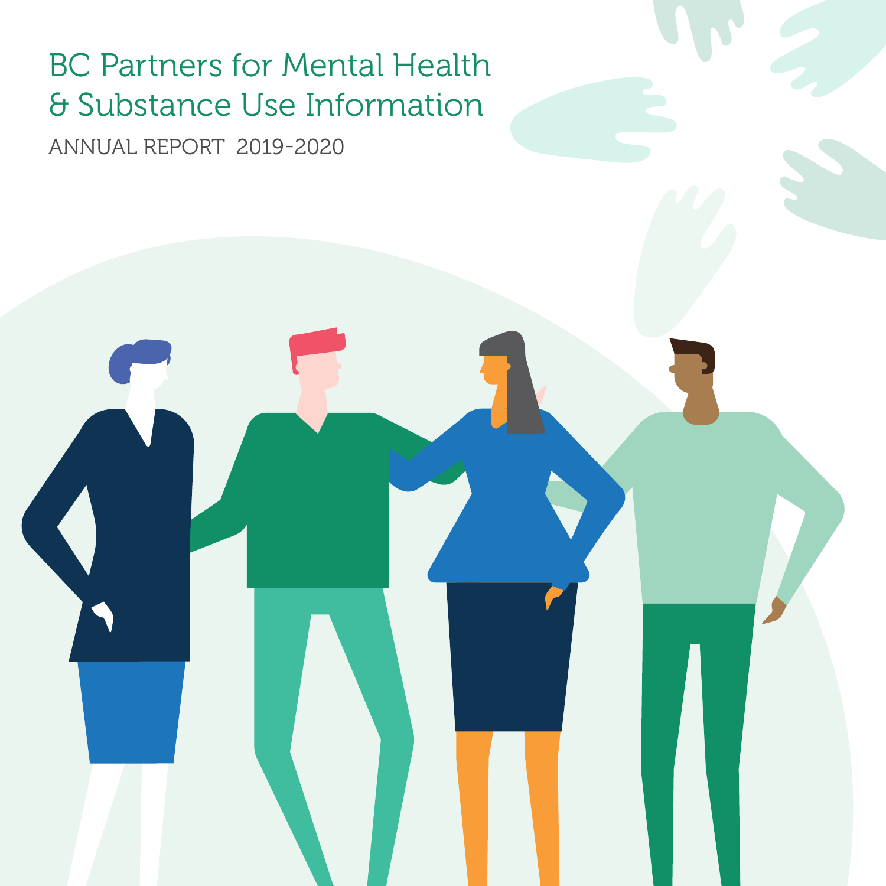# BC Partners for Mental Health & Substance Use Information

ANNUAL REPORT 2019-2020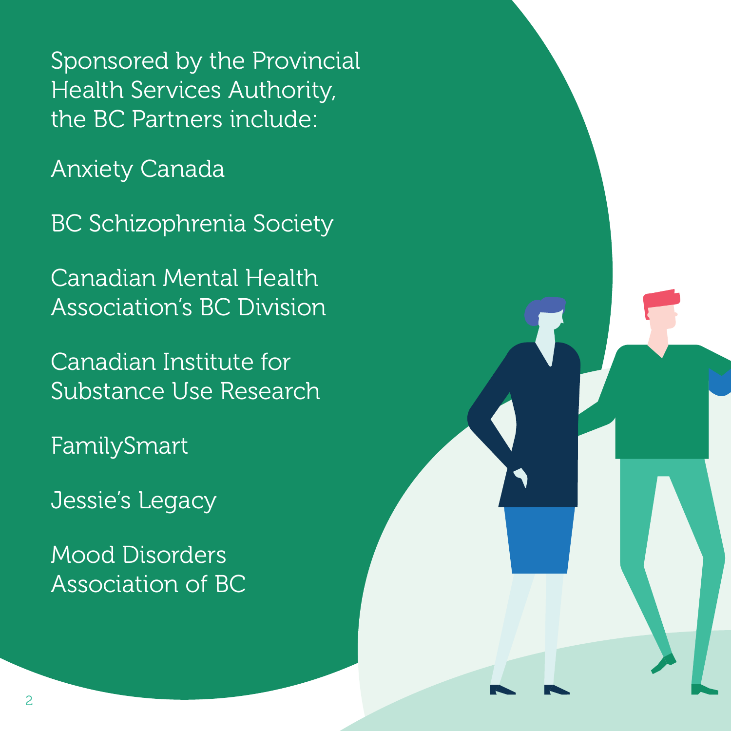Sponsored by the Provincial Health Services Authority, the BC Partners include:

Anxiety Canada

BC Schizophrenia Society

Canadian Mental Health Association's BC Division

Canadian Institute for Substance Use Research

FamilySmart

Jessie's Legacy

Mood Disorders Association of BC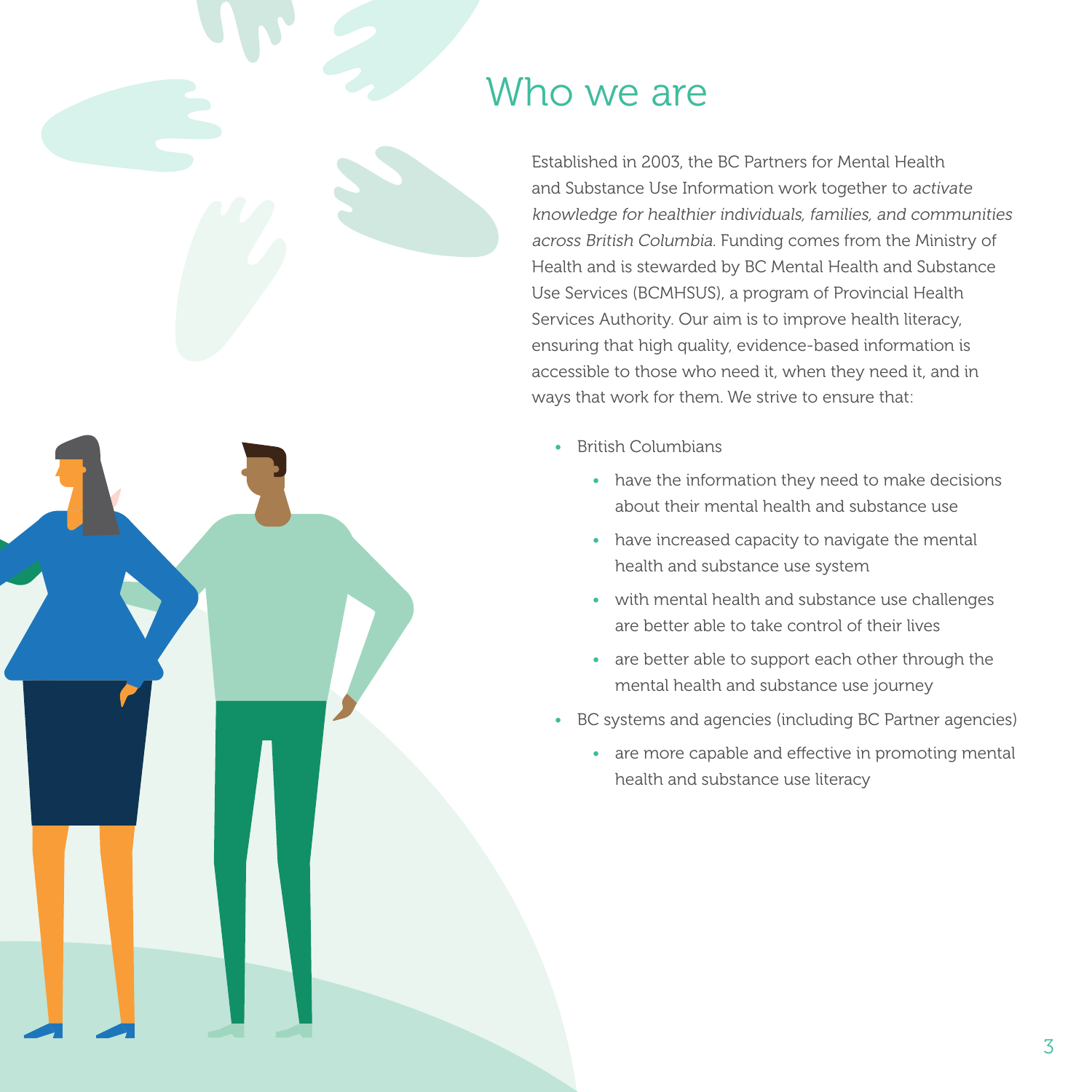# Who we are

Established in 2003, the BC Partners for Mental Health and Substance Use Information work together to *activate knowledge for healthier individuals, families, and communities across British Columbia.* Funding comes from the Ministry of Health and is stewarded by BC Mental Health and Substance Use Services (BCMHSUS), a program of Provincial Health Services Authority. Our aim is to improve health literacy, ensuring that high quality, evidence-based information is accessible to those who need it, when they need it, and in ways that work for them. We strive to ensure that:

- British Columbians
  - have the information they need to make decisions about their mental health and substance use
  - have increased capacity to navigate the mental health and substance use system
  - with mental health and substance use challenges are better able to take control of their lives
  - are better able to support each other through the mental health and substance use journey
- BC systems and agencies (including BC Partner agencies)
  - are more capable and effective in promoting mental health and substance use literacy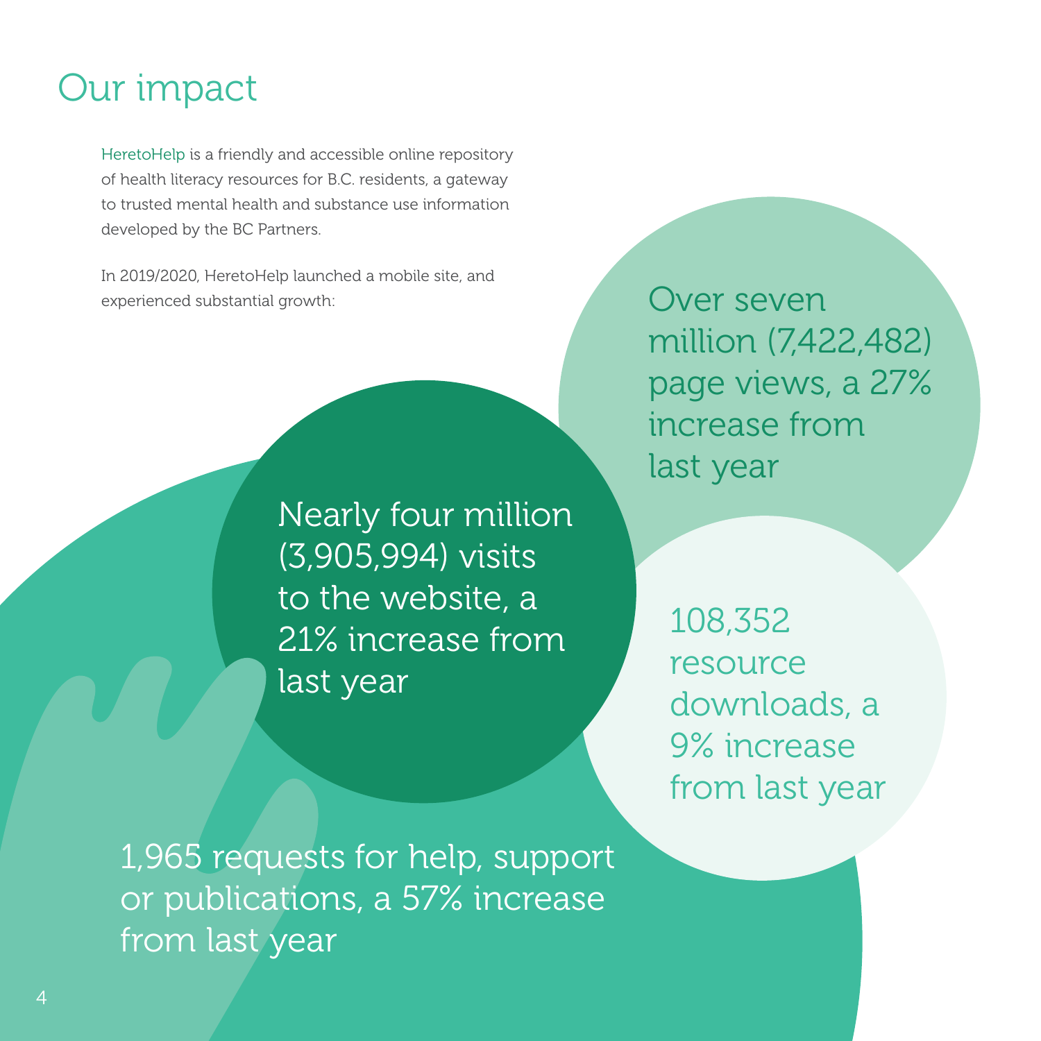# Our impact

HeretoHelp is a friendly and accessible online repository of health literacy resources for B.C. residents, a gateway to trusted mental health and substance use information developed by the BC Partners.

In 2019/2020, HeretoHelp launched a mobile site, and experienced substantial growth:

Over seven million (7,422,482) page views, a 27% increase from last year

Nearly four million (3,905,994) visits to the website, a 21% increase from last year

108,352 resource downloads, a 9% increase from last year

1,965 requests for help, support or publications, a 57% increase from last year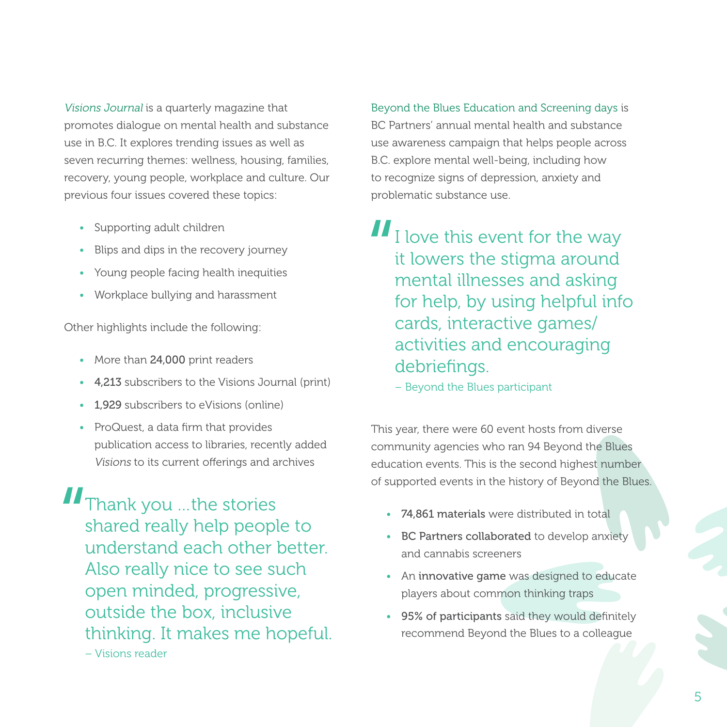*Visions Journal* is a quarterly magazine that promotes dialogue on mental health and substance use in B.C. It explores trending issues as well as seven recurring themes: wellness, housing, families, recovery, young people, workplace and culture. Our previous four issues covered these topics:

- Supporting adult children
- Blips and dips in the recovery journey
- Young people facing health inequities
- Workplace bullying and harassment

Other highlights include the following:

- More than **24,000** print readers
- **4,213** subscribers to the Visions Journal (print)
- **1,929** subscribers to eVisions (online)
- ProQuest, a data firm that provides publication access to libraries, recently added *Visions* to its current offerings and archives

> Thank you ...the stories shared really help people to understand each other better. Also really nice to see such open minded, progressive, outside the box, inclusive thinking. It makes me hopeful.
>
> – Visions reader

Beyond the Blues Education and Screening days is BC Partners' annual mental health and substance use awareness campaign that helps people across B.C. explore mental well-being, including how to recognize signs of depression, anxiety and problematic substance use.

> I love this event for the way it lowers the stigma around mental illnesses and asking for help, by using helpful info cards, interactive games/activities and encouraging debriefings.
>
> – Beyond the Blues participant

This year, there were 60 event hosts from diverse community agencies who ran 94 Beyond the Blues education events. This is the second highest number of supported events in the history of Beyond the Blues.

- **74,861 materials** were distributed in total
- **BC Partners collaborated** to develop anxiety and cannabis screeners
- An **innovative game** was designed to educate players about common thinking traps
- **95% of participants** said they would definitely recommend Beyond the Blues to a colleague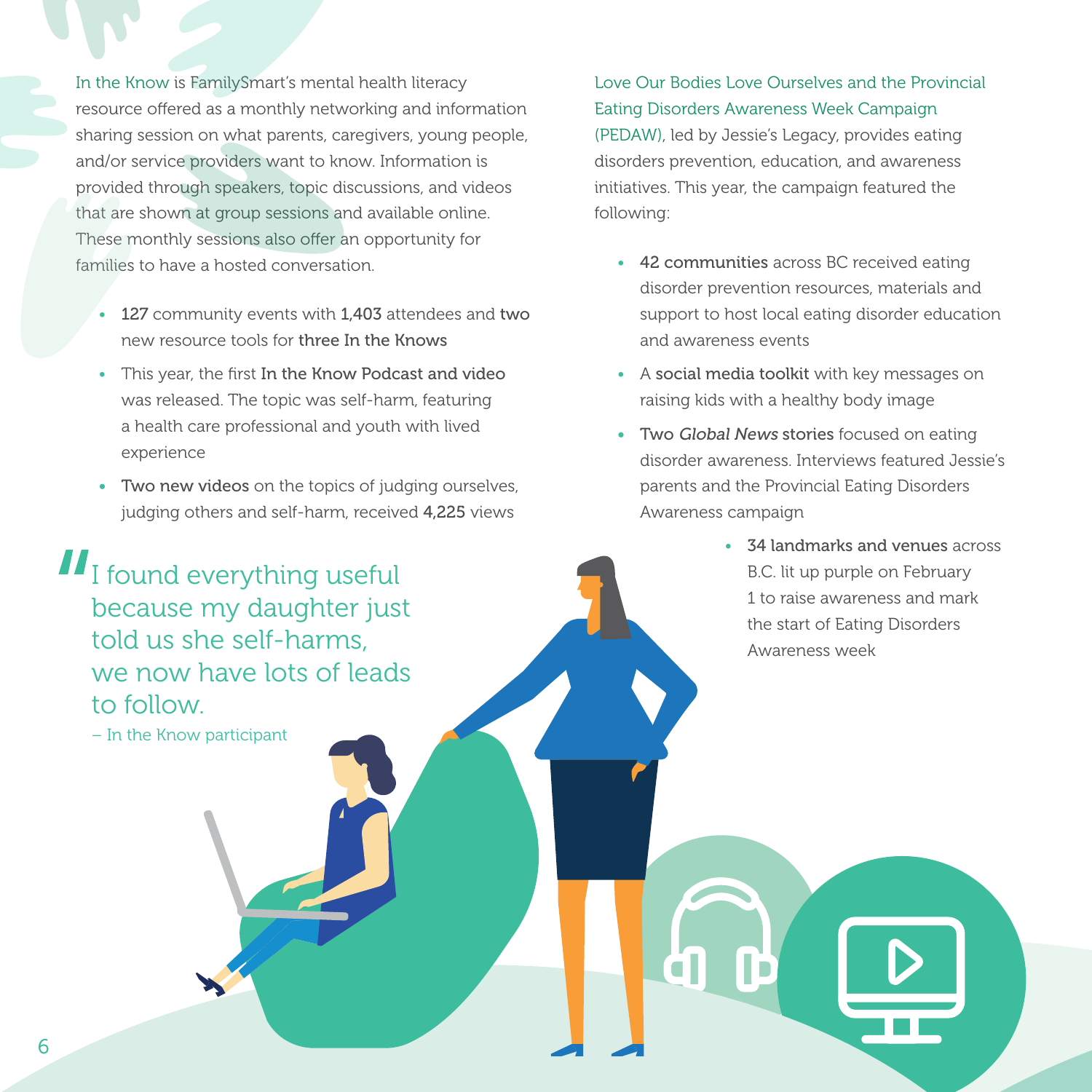In the Know is FamilySmart's mental health literacy resource offered as a monthly networking and information sharing session on what parents, caregivers, young people, and/or service providers want to know. Information is provided through speakers, topic discussions, and videos that are shown at group sessions and available online. These monthly sessions also offer an opportunity for families to have a hosted conversation.

- **127** community events with **1,403** attendees and **two** new resource tools for **three In the Knows**
- This year, the first **In the Know Podcast and video** was released. The topic was self-harm, featuring a health care professional and youth with lived experience
- **Two new videos** on the topics of judging ourselves, judging others and self-harm, received **4,225** views

> "I found everything useful because my daughter just told us she self-harms, we now have lots of leads to follow.
>
> – In the Know participant

Love Our Bodies Love Ourselves and the Provincial Eating Disorders Awareness Week Campaign (PEDAW), led by Jessie's Legacy, provides eating disorders prevention, education, and awareness initiatives. This year, the campaign featured the following:

- **42 communities** across BC received eating disorder prevention resources, materials and support to host local eating disorder education and awareness events
- A **social media toolkit** with key messages on raising kids with a healthy body image
- **Two *Global News* stories** focused on eating disorder awareness. Interviews featured Jessie's parents and the Provincial Eating Disorders Awareness campaign
- **34 landmarks and venues** across B.C. lit up purple on February 1 to raise awareness and mark the start of Eating Disorders Awareness week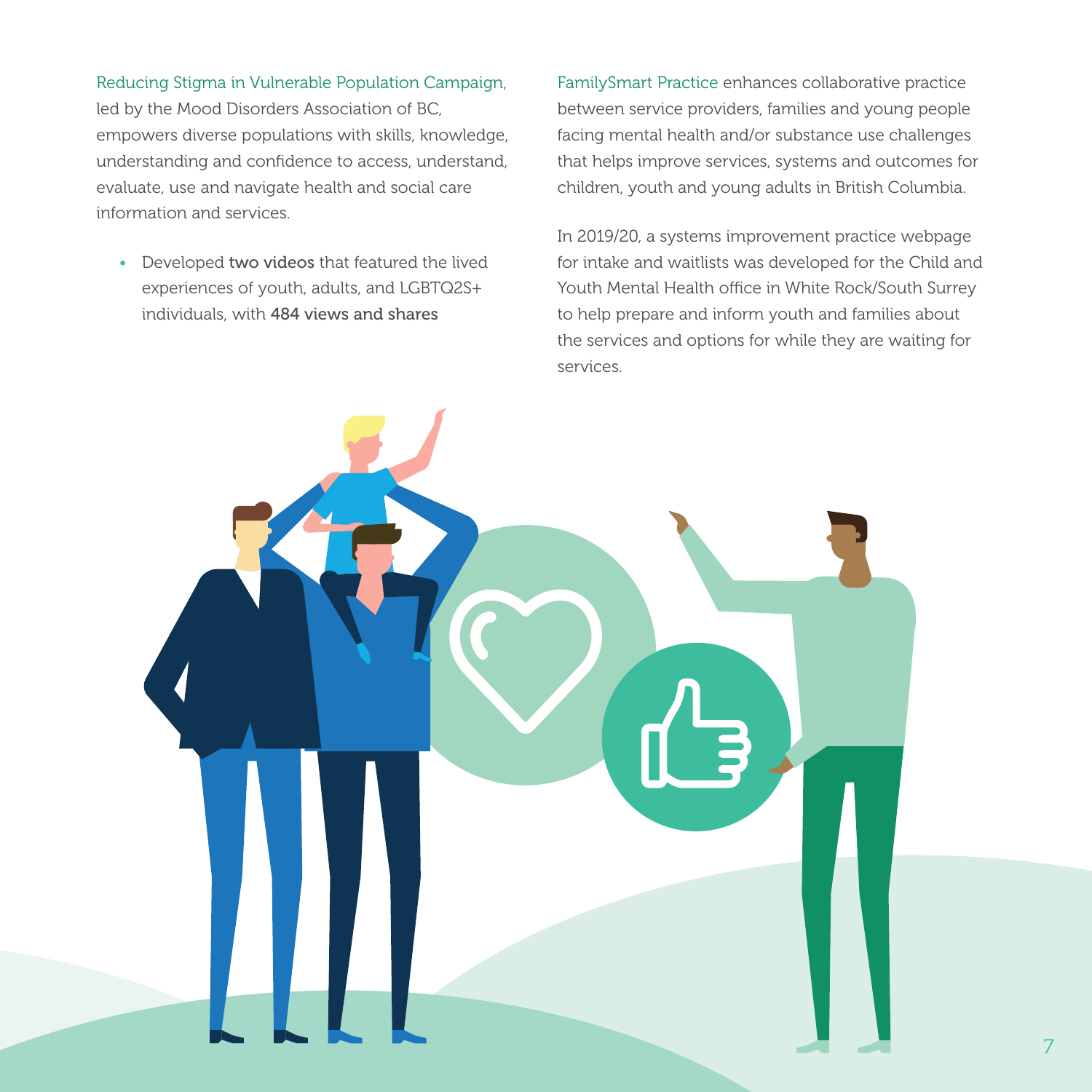Reducing Stigma in Vulnerable Population Campaign, led by the Mood Disorders Association of BC, empowers diverse populations with skills, knowledge, understanding and confidence to access, understand, evaluate, use and navigate health and social care information and services.

- Developed **two videos** that featured the lived experiences of youth, adults, and LGBTQ2S+ individuals, with **484 views and shares**

FamilySmart Practice enhances collaborative practice between service providers, families and young people facing mental health and/or substance use challenges that helps improve services, systems and outcomes for children, youth and young adults in British Columbia.

In 2019/20, a systems improvement practice webpage for intake and waitlists was developed for the Child and Youth Mental Health office in White Rock/South Surrey to help prepare and inform youth and families about the services and options for while they are waiting for services.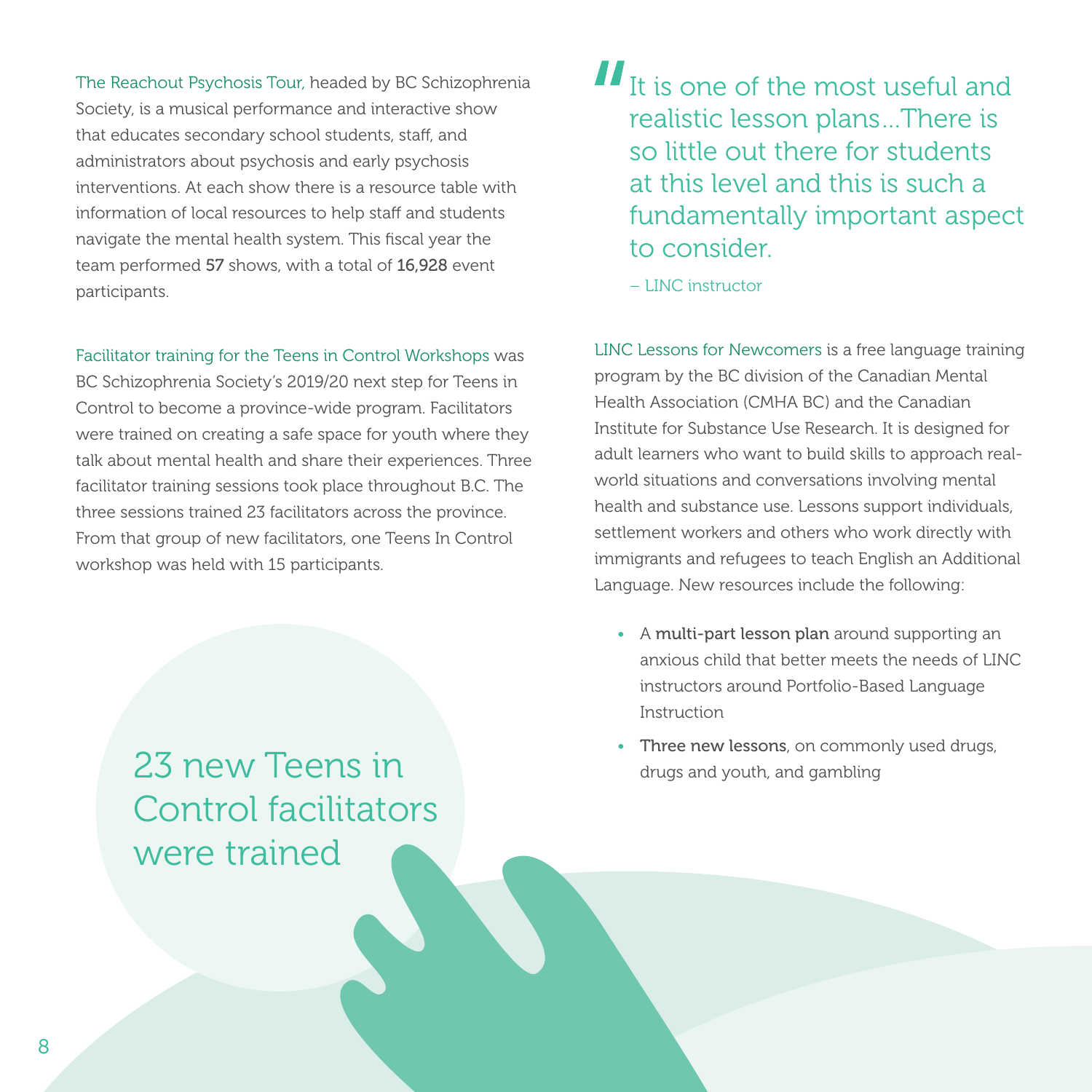The Reachout Psychosis Tour, headed by BC Schizophrenia Society, is a musical performance and interactive show that educates secondary school students, staff, and administrators about psychosis and early psychosis interventions. At each show there is a resource table with information of local resources to help staff and students navigate the mental health system. This fiscal year the team performed **57** shows, with a total of **16,928** event participants.

Facilitator training for the Teens in Control Workshops was BC Schizophrenia Society's 2019/20 next step for Teens in Control to become a province-wide program. Facilitators were trained on creating a safe space for youth where they talk about mental health and share their experiences. Three facilitator training sessions took place throughout B.C. The three sessions trained 23 facilitators across the province. From that group of new facilitators, one Teens In Control workshop was held with 15 participants.

> 23 new Teens in Control facilitators were trained

> "It is one of the most useful and realistic lesson plans...There is so little out there for students at this level and this is such a fundamentally important aspect to consider.
>
> – LINC instructor

LINC Lessons for Newcomers is a free language training program by the BC division of the Canadian Mental Health Association (CMHA BC) and the Canadian Institute for Substance Use Research. It is designed for adult learners who want to build skills to approach real-world situations and conversations involving mental health and substance use. Lessons support individuals, settlement workers and others who work directly with immigrants and refugees to teach English an Additional Language. New resources include the following:

- A **multi-part lesson plan** around supporting an anxious child that better meets the needs of LINC instructors around Portfolio-Based Language Instruction
- **Three new lessons**, on commonly used drugs, drugs and youth, and gambling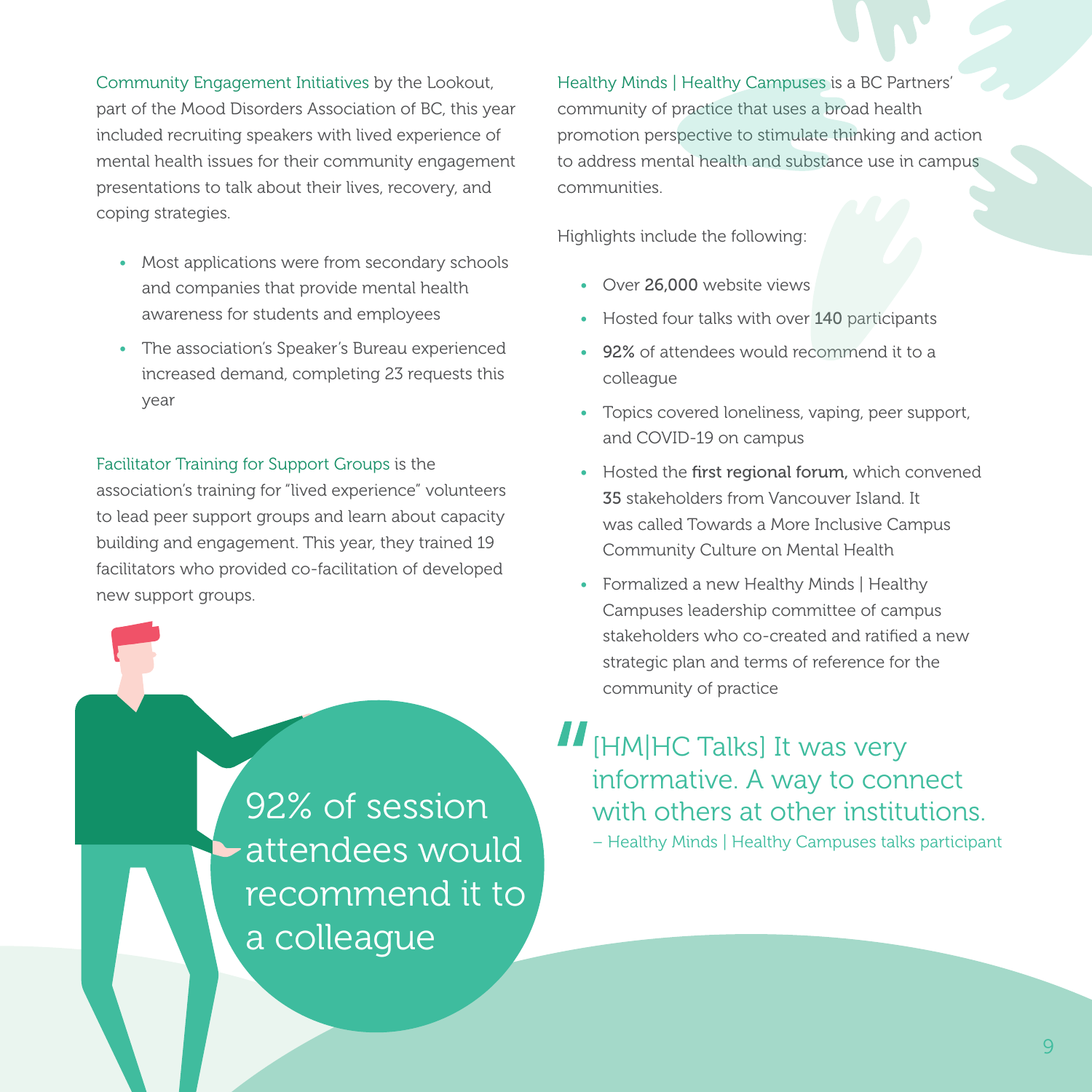Community Engagement Initiatives by the Lookout, part of the Mood Disorders Association of BC, this year included recruiting speakers with lived experience of mental health issues for their community engagement presentations to talk about their lives, recovery, and coping strategies.

- Most applications were from secondary schools and companies that provide mental health awareness for students and employees
- The association's Speaker's Bureau experienced increased demand, completing 23 requests this year

Facilitator Training for Support Groups is the association's training for "lived experience" volunteers to lead peer support groups and learn about capacity building and engagement. This year, they trained 19 facilitators who provided co-facilitation of developed new support groups.

92% of session attendees would recommend it to a colleague

Healthy Minds | Healthy Campuses is a BC Partners' community of practice that uses a broad health promotion perspective to stimulate thinking and action to address mental health and substance use in campus communities.

Highlights include the following:

- Over **26,000** website views
- Hosted four talks with over **140** participants
- **92%** of attendees would recommend it to a colleague
- Topics covered loneliness, vaping, peer support, and COVID-19 on campus
- Hosted the **first regional forum,** which convened **35** stakeholders from Vancouver Island. It was called Towards a More Inclusive Campus Community Culture on Mental Health
- Formalized a new Healthy Minds | Healthy Campuses leadership committee of campus stakeholders who co-created and ratified a new strategic plan and terms of reference for the community of practice

> "[HM|HC Talks] It was very informative. A way to connect with others at other institutions.
>
> – Healthy Minds | Healthy Campuses talks participant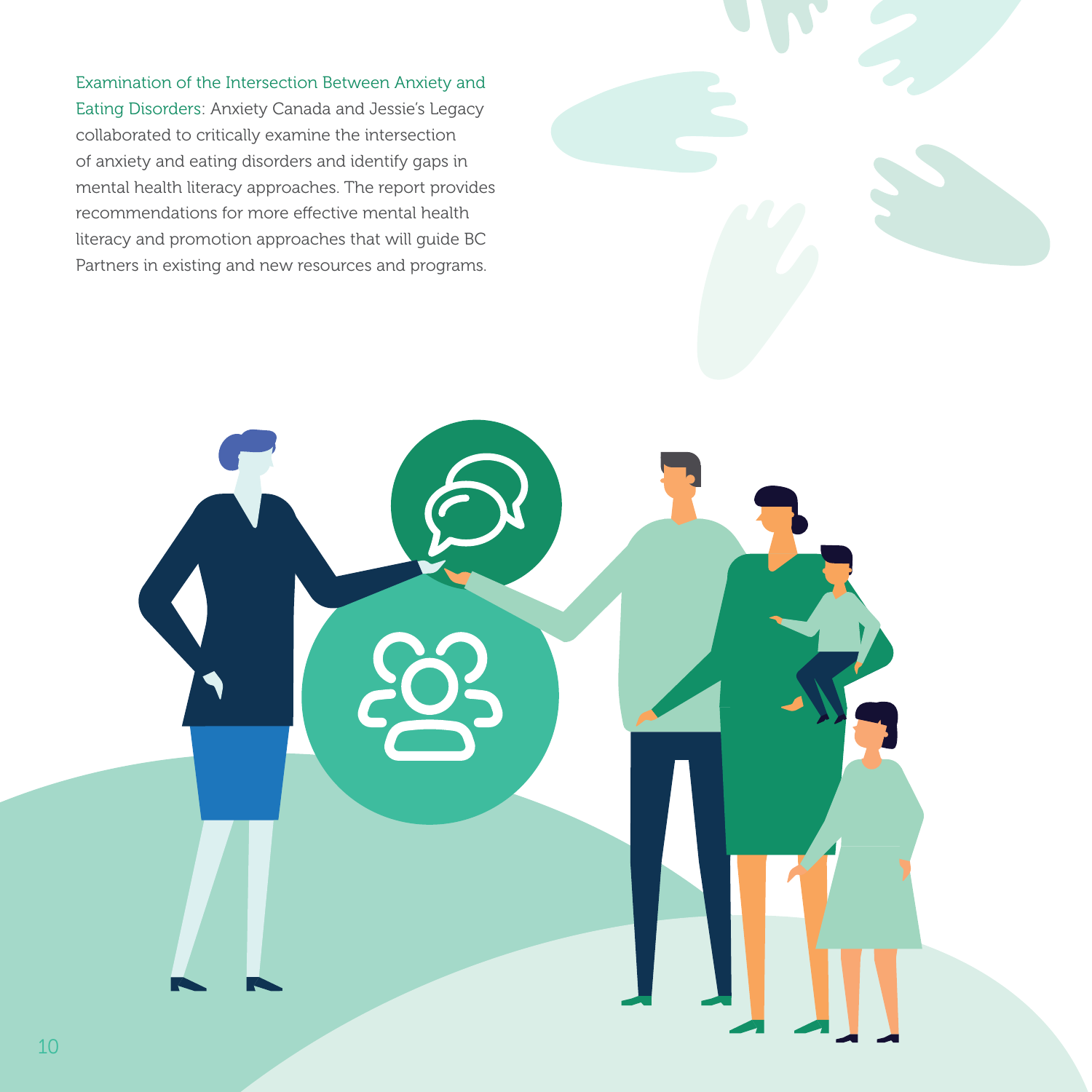**Examination of the Intersection Between Anxiety and Eating Disorders:** Anxiety Canada and Jessie's Legacy collaborated to critically examine the intersection of anxiety and eating disorders and identify gaps in mental health literacy approaches. The report provides recommendations for more effective mental health literacy and promotion approaches that will guide BC Partners in existing and new resources and programs.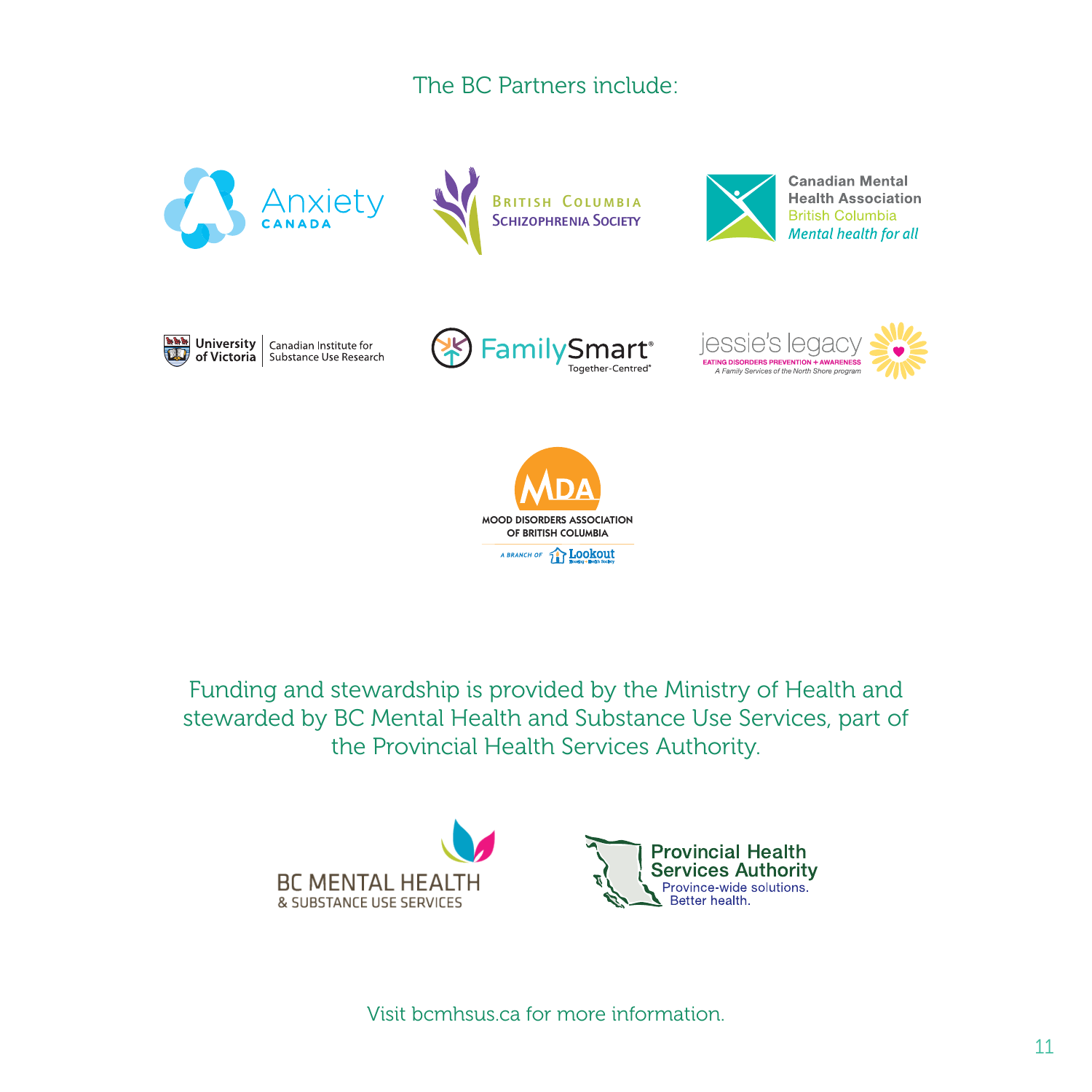The BC Partners include:

Anxiety Canada

British Columbia Schizophrenia Society

Canadian Mental Health Association British Columbia
*Mental health for all*

University of Victoria | Canadian Institute for Substance Use Research

FamilySmart® Together-Centred®

jessie's legacy
EATING DISORDERS PREVENTION + AWARENESS
*A Family Services of the North Shore program*

MDA
MOOD DISORDERS ASSOCIATION OF BRITISH COLUMBIA
A BRANCH OF Lookout

Funding and stewardship is provided by the Ministry of Health and stewarded by BC Mental Health and Substance Use Services, part of the Provincial Health Services Authority.

BC MENTAL HEALTH & SUBSTANCE USE SERVICES

Provincial Health Services Authority
Province-wide solutions.
Better health.

Visit bcmhsus.ca for more information.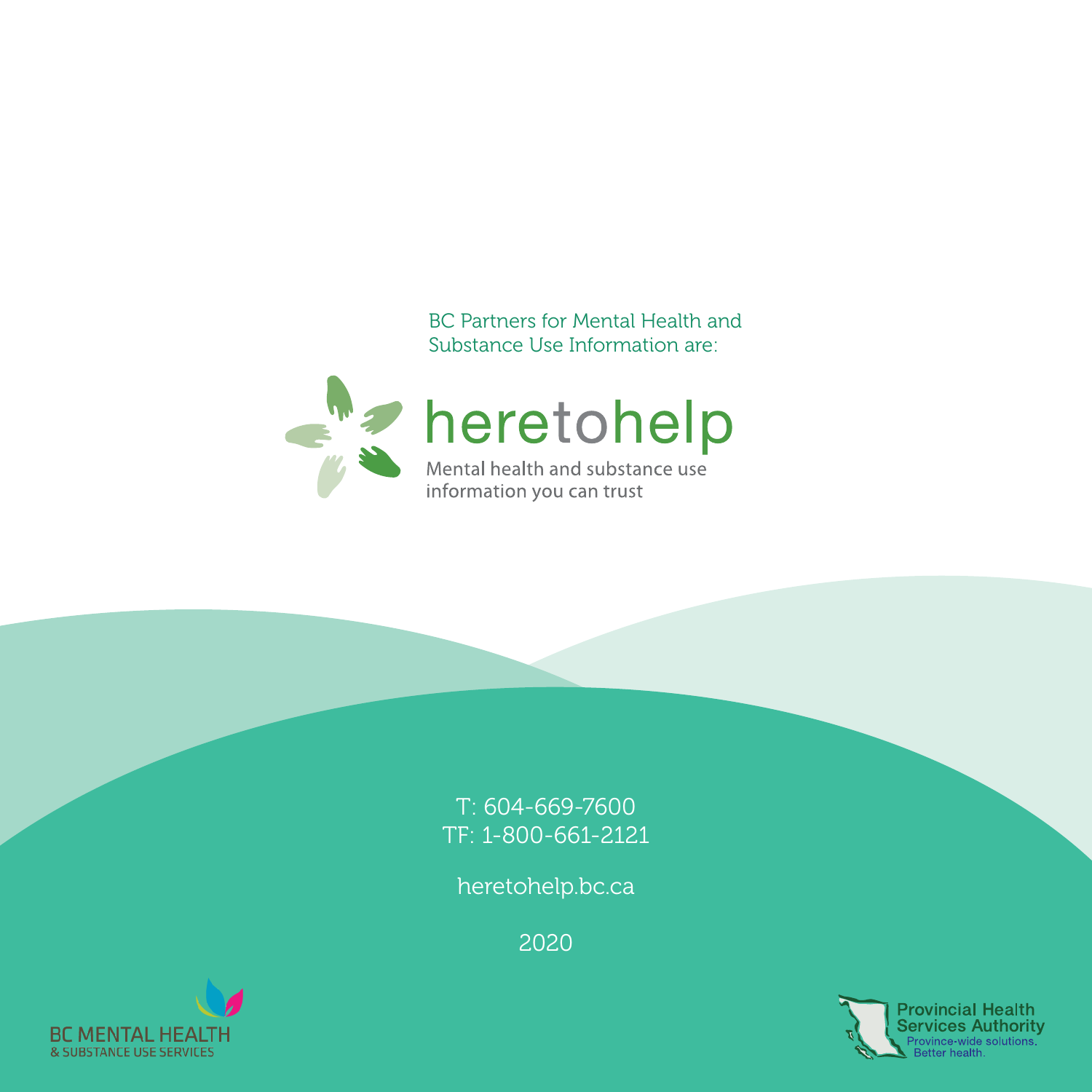BC Partners for Mental Health and Substance Use Information are:

heretohelp

Mental health and substance use information you can trust

T: 604-669-7600
TF: 1-800-661-2121

heretohelp.bc.ca

2020

BC MENTAL HEALTH & SUBSTANCE USE SERVICES

Provincial Health Services Authority
Province-wide solutions. Better health.